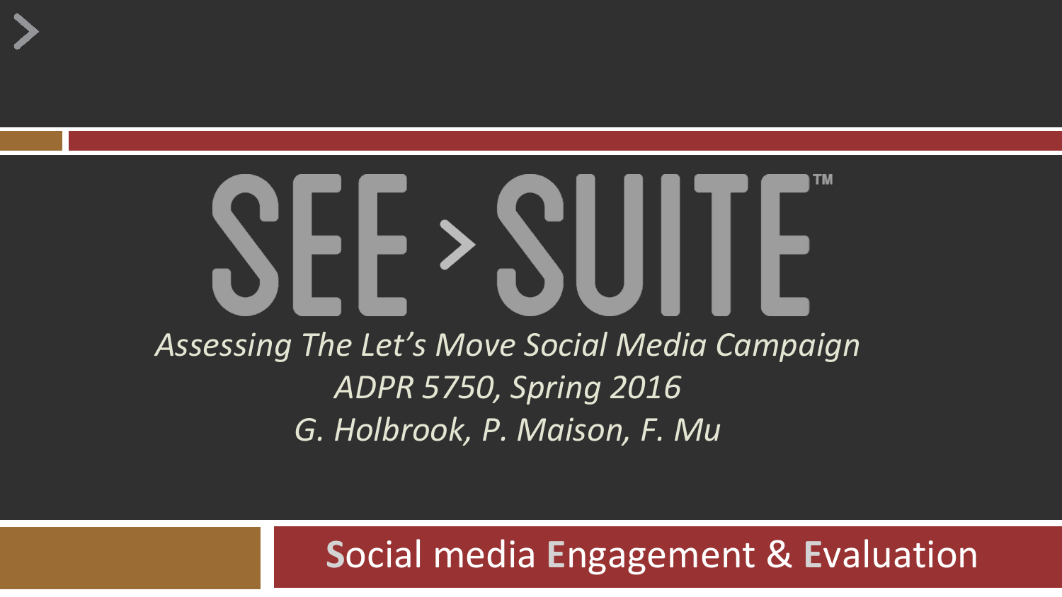# SEE > SUITE™

*Assessing The Let's Move Social Media Campaign*

*ADPR 5750, Spring 2016*

*G. Holbrook, P. Maison, F. Mu*

**S**ocial media **E**ngagement & **E**valuation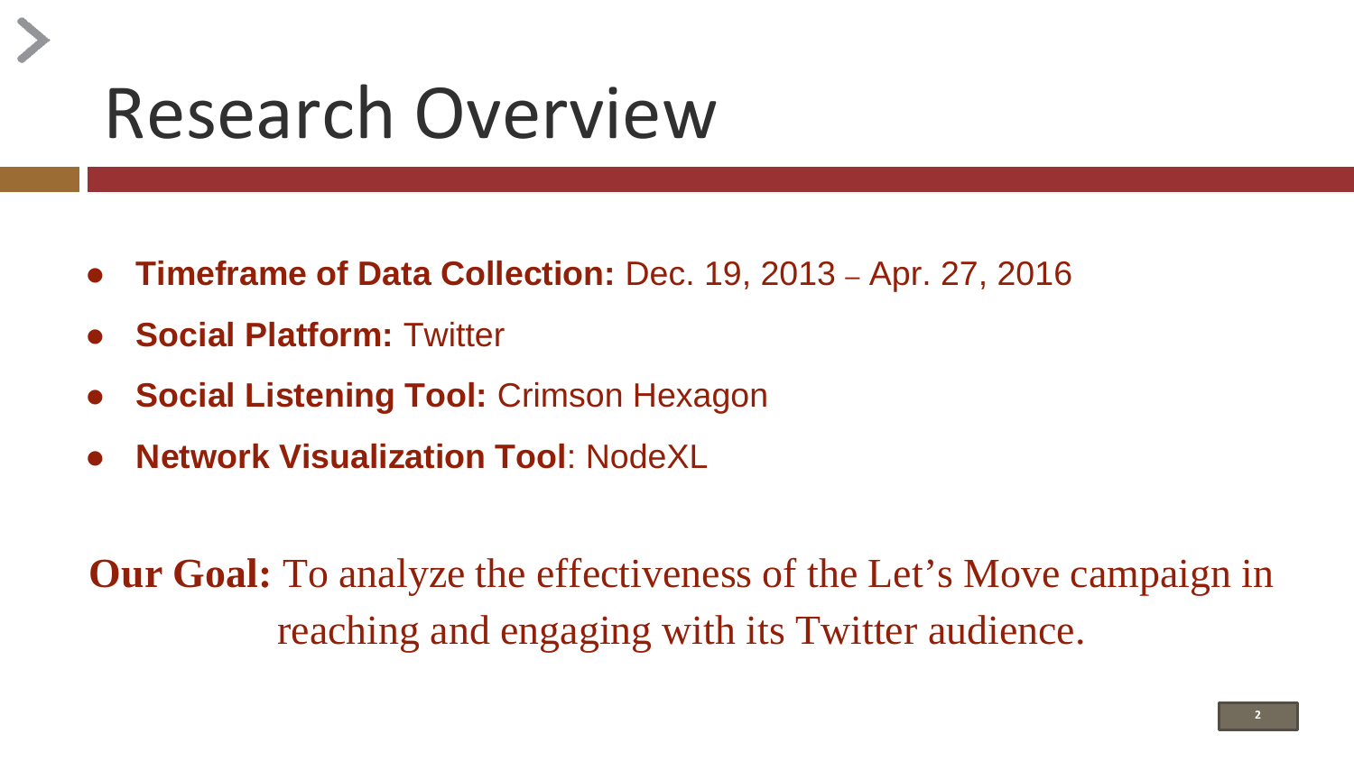# Research Overview

- **Timeframe of Data Collection:** Dec. 19, 2013 – Apr. 27, 2016
- **Social Platform:** Twitter
- **Social Listening Tool:** Crimson Hexagon
- **Network Visualization Tool**: NodeXL

**Our Goal:** To analyze the effectiveness of the Let's Move campaign in reaching and engaging with its Twitter audience.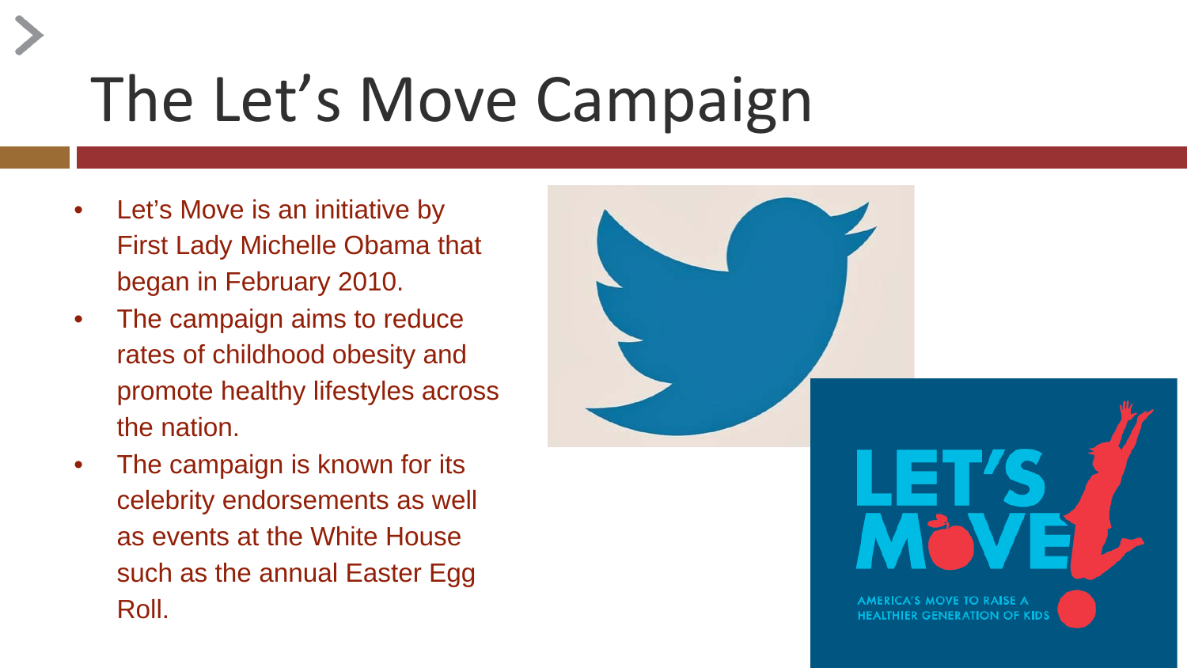# The Let's Move Campaign

- Let's Move is an initiative by First Lady Michelle Obama that began in February 2010.
- The campaign aims to reduce rates of childhood obesity and promote healthy lifestyles across the nation.
- The campaign is known for its celebrity endorsements as well as events at the White House such as the annual Easter Egg Roll.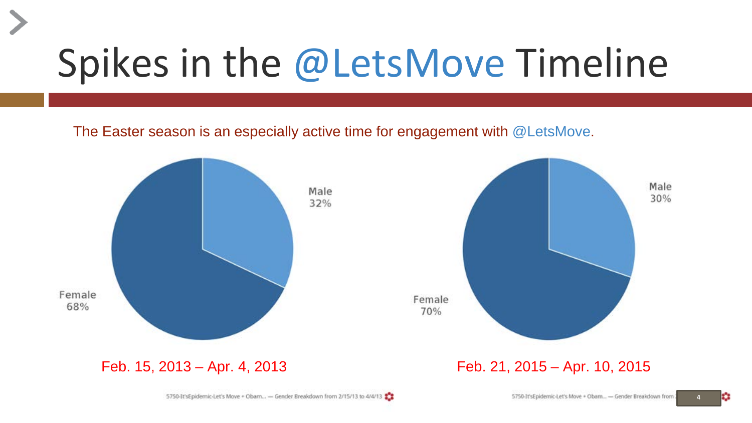# Spikes in the @LetsMove Timeline

The Easter season is an especially active time for engagement with @LetsMove.

Male 32%

Female 68%

Feb. 15, 2013 – Apr. 4, 2013

5750-It'sEpidemic-Let's Move + Obam... — Gender Breakdown from 2/15/13 to 4/4/13

Male 30%

Female 70%

Feb. 21, 2015 – Apr. 10, 2015

5750-It'sEpidemic-Let's Move + Obam... — Gender Breakdown from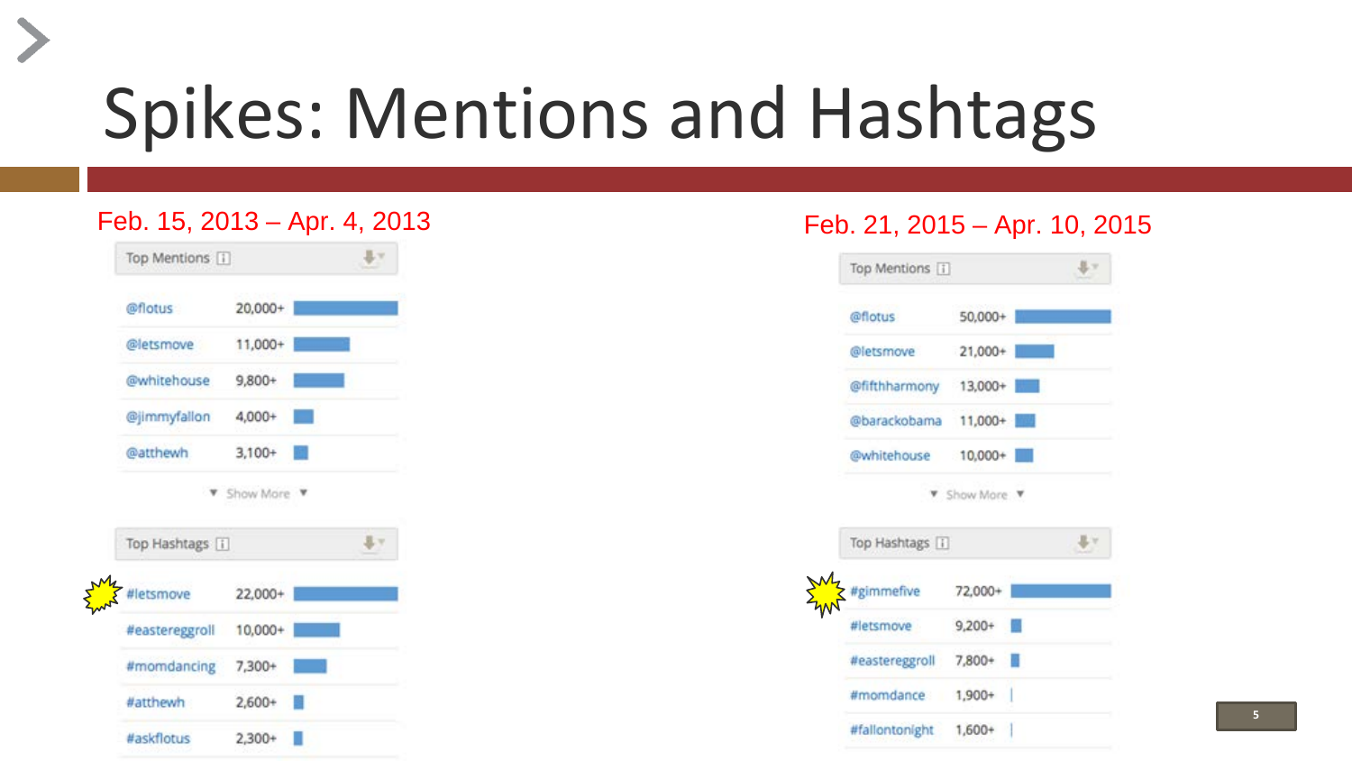# Spikes: Mentions and Hashtags

## Feb. 15, 2013 – Apr. 4, 2013

| Top Mentions | |
|---|---|
| @flotus | 20,000+ |
| @letsmove | 11,000+ |
| @whitehouse | 9,800+ |
| @jimmyfallon | 4,000+ |
| @atthewh | 3,100+ |

| Top Hashtags | |
|---|---|
| #letsmove | 22,000+ |
| #eastereggroll | 10,000+ |
| #momdancing | 7,300+ |
| #atthewh | 2,600+ |
| #askflotus | 2,300+ |

## Feb. 21, 2015 – Apr. 10, 2015

| Top Mentions | |
|---|---|
| @flotus | 50,000+ |
| @letsmove | 21,000+ |
| @fifthharmony | 13,000+ |
| @barackobama | 11,000+ |
| @whitehouse | 10,000+ |

| Top Hashtags | |
|---|---|
| #gimmefive | 72,000+ |
| #letsmove | 9,200+ |
| #eastereggroll | 7,800+ |
| #momdance | 1,900+ |
| #fallontonight | 1,600+ |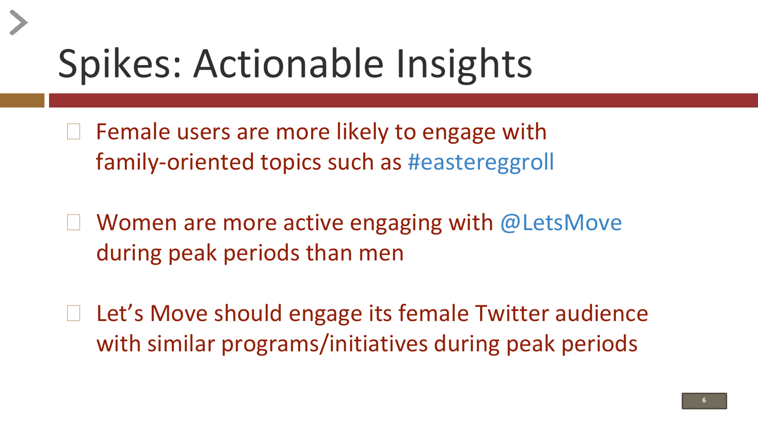# Spikes: Actionable Insights

- Female users are more likely to engage with family-oriented topics such as #eastereggroll
- Women are more active engaging with @LetsMove during peak periods than men
- Let's Move should engage its female Twitter audience with similar programs/initiatives during peak periods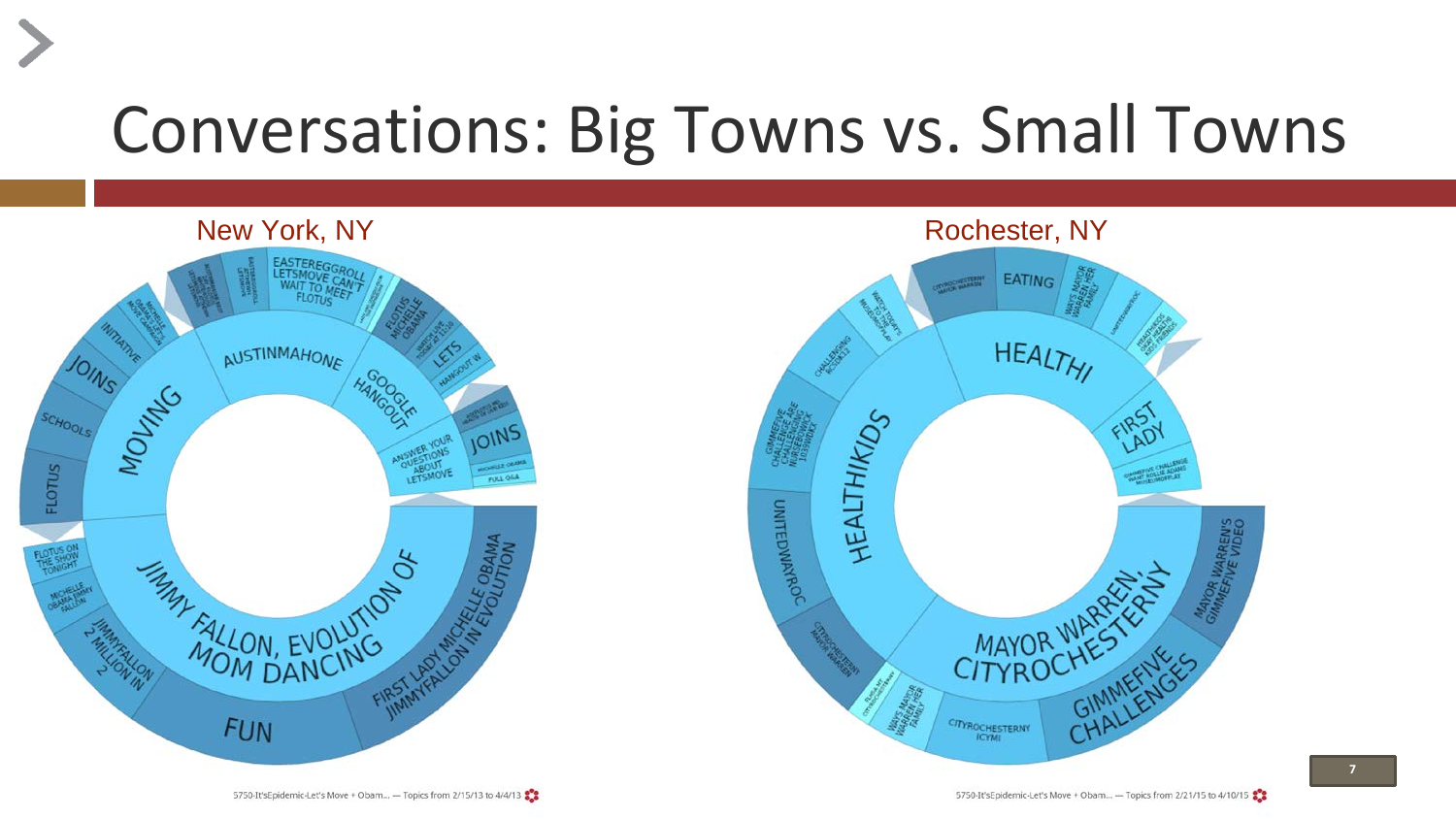# Conversations: Big Towns vs. Small Towns

New York, NY

Rochester, NY

5750-It'sEpidemic-Let's Move + Obam... — Topics from 2/15/13 to 4/4/13

5750-It'sEpidemic-Let's Move + Obam... — Topics from 2/21/15 to 4/10/15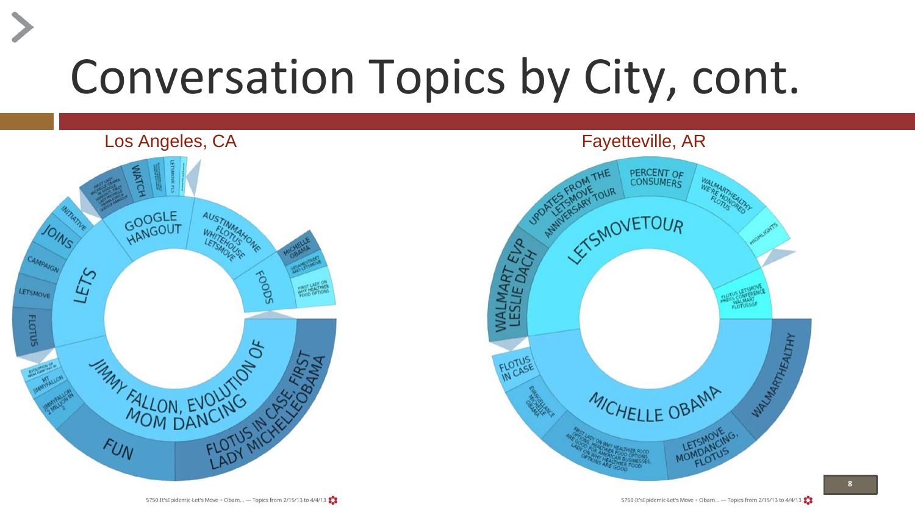# Conversation Topics by City, cont.

Los Angeles, CA

JIMMY FALLON, EVOLUTION OF MOM DANCING

FLOTUS IN CASE, FIRST LADY MICHELLEOBAMA

FUN

LETS

GOOGLE HANGOUT

AUSTINMAHONE FLOTUS WHITEHOUSE LETSMOVE

FOODS

MICHELLE OBAMA

FIRST LADY ON WHY HEALTHIER FOOD OPTIONS

INITIATIVE

JOINS

CAMPAIGN

LETSMOVE

FLOTUS

WATCH

5750-It'sEpidemic-Let's Move + Obam... — Topics from 2/15/13 to 4/4/13

Fayetteville, AR

LETSMOVETOUR

UPDATES FROM THE LETSMOVE ANNIVERSARY TOUR

PERCENT OF CONSUMERS

WALMARTHEALTHY WE'RE HONORED FLOTUS

HIGHLIGHTS

FLOTUS LETSMOVE PRESS CONFERENCE WALMART FLOTUSGF

WALMART EVP LESLIE DACH

MICHELLE OBAMA

FLOTUS IN CASE

LETSMOVE MOMDANCING, FLOTUS

WALMARTHEALTHY

FIRST LADY ON WHY HEALTHIER FOOD OPTIONS ARE GOOD FOR AMERICAN BUSINESSES

5750-It'sEpidemic-Let's Move + Obam... — Topics from 2/15/13 to 4/4/13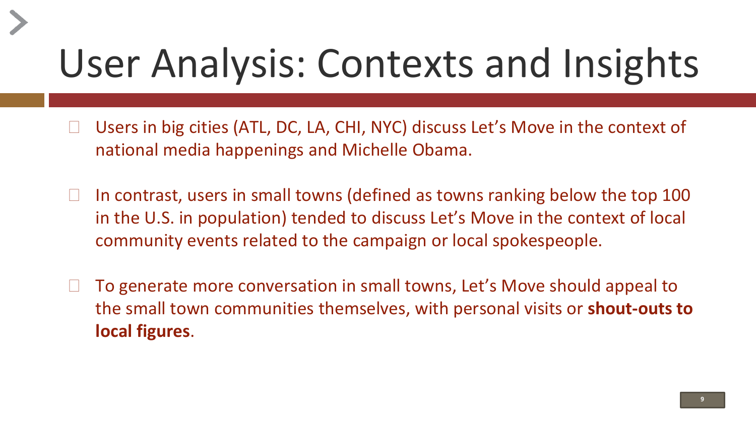# User Analysis: Contexts and Insights

- Users in big cities (ATL, DC, LA, CHI, NYC) discuss Let's Move in the context of national media happenings and Michelle Obama.

- In contrast, users in small towns (defined as towns ranking below the top 100 in the U.S. in population) tended to discuss Let's Move in the context of local community events related to the campaign or local spokespeople.

- To generate more conversation in small towns, Let's Move should appeal to the small town communities themselves, with personal visits or **shout-outs to local figures**.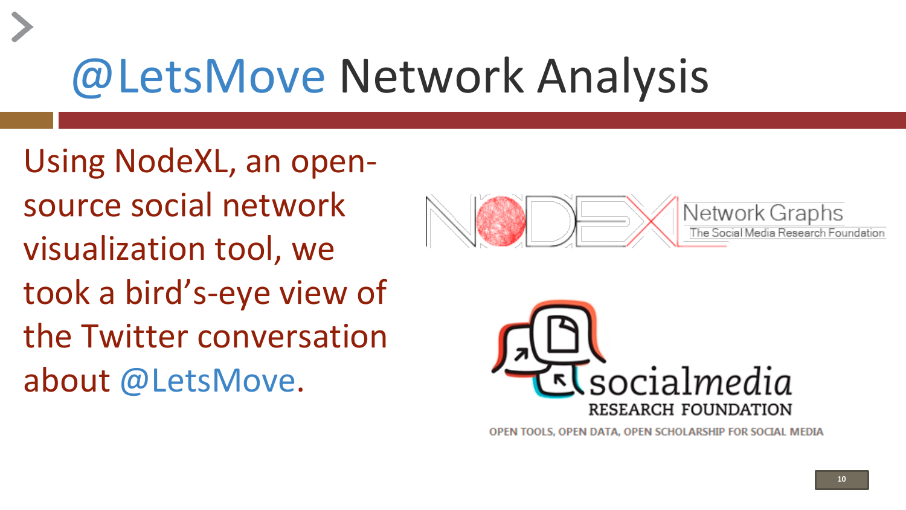# @LetsMove Network Analysis

Using NodeXL, an open-source social network visualization tool, we took a bird's-eye view of the Twitter conversation about @LetsMove.

NodeXL Network Graphs
The Social Media Research Foundation

socialmedia RESEARCH FOUNDATION
OPEN TOOLS, OPEN DATA, OPEN SCHOLARSHIP FOR SOCIAL MEDIA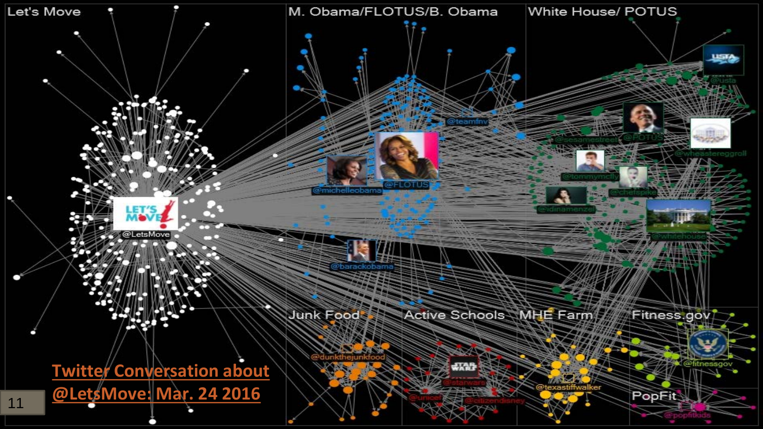Let's Move

M. Obama/FLOTUS/B. Obama

White House/ POTUS

@LetsMove

@michelleobama

@FLOTUS

@teamfnv

@barackobama

@usta

@sesamestreet

@POTUS

@wheastereggroll

@tommymcfly

@chefspike

@idinamenzel

@whitehouse

Junk Food

Active Schools

MHE Farm

Fitness.gov

@dunkthejunkfood

@starwars

@unicef

@citizendisney

@texastiffwalker

@fitnessgov

PopFit

@popfitkids

Twitter Conversation about @LetsMove: Mar. 24 2016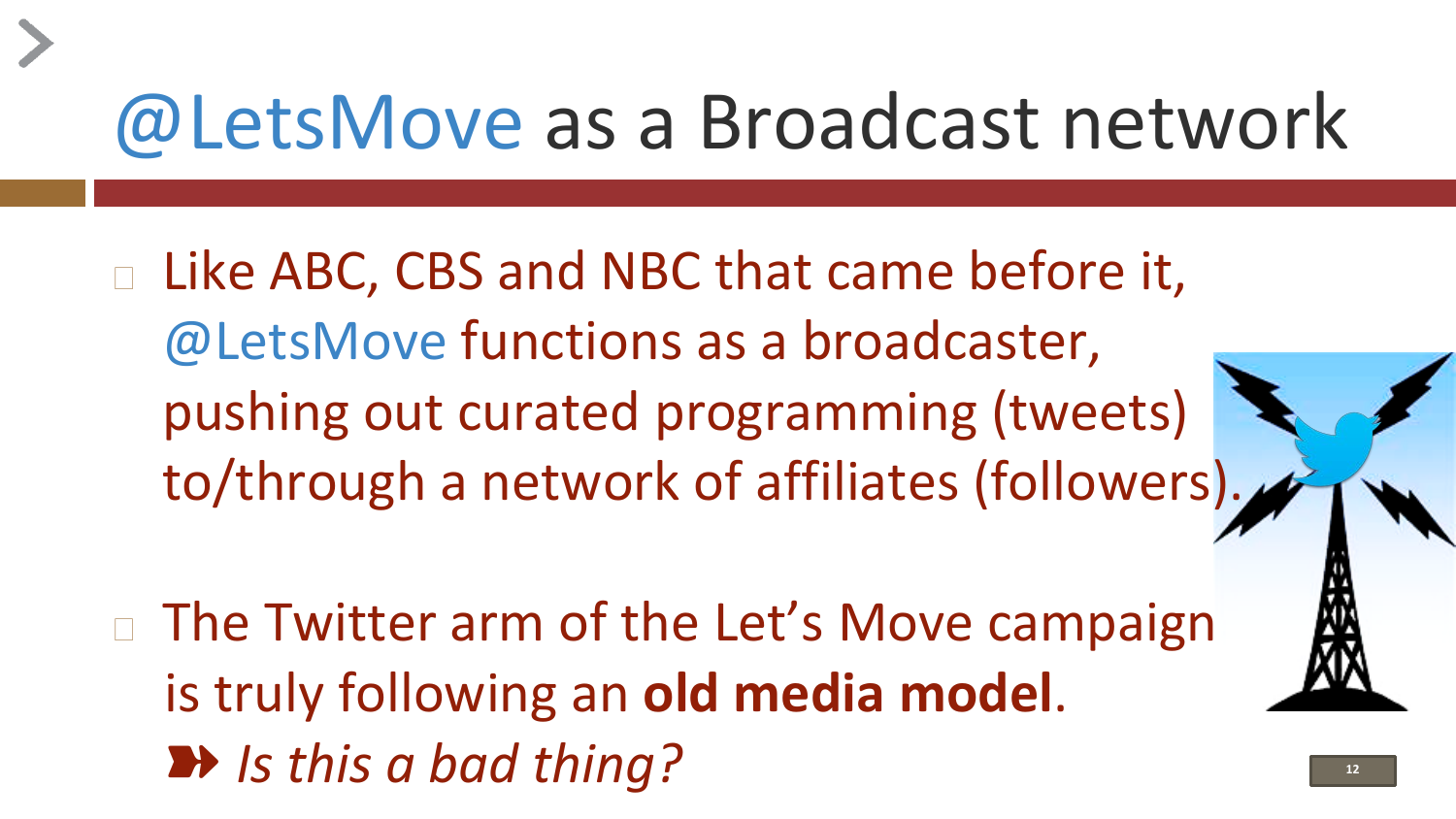# @LetsMove as a Broadcast network

- Like ABC, CBS and NBC that came before it, @LetsMove functions as a broadcaster, pushing out curated programming (tweets) to/through a network of affiliates (followers).

- The Twitter arm of the Let's Move campaign is truly following an **old media model**.
  ➽ *Is this a bad thing?*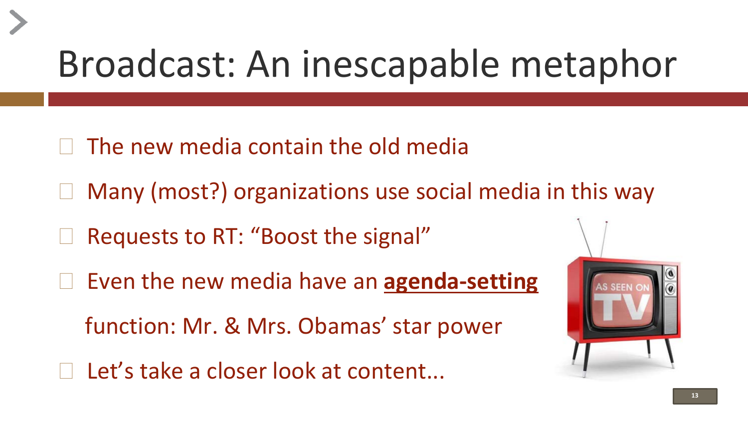# Broadcast: An inescapable metaphor

- The new media contain the old media
- Many (most?) organizations use social media in this way
- Requests to RT: "Boost the signal"
- Even the new media have an **agenda-setting** function: Mr. & Mrs. Obamas' star power
- Let's take a closer look at content...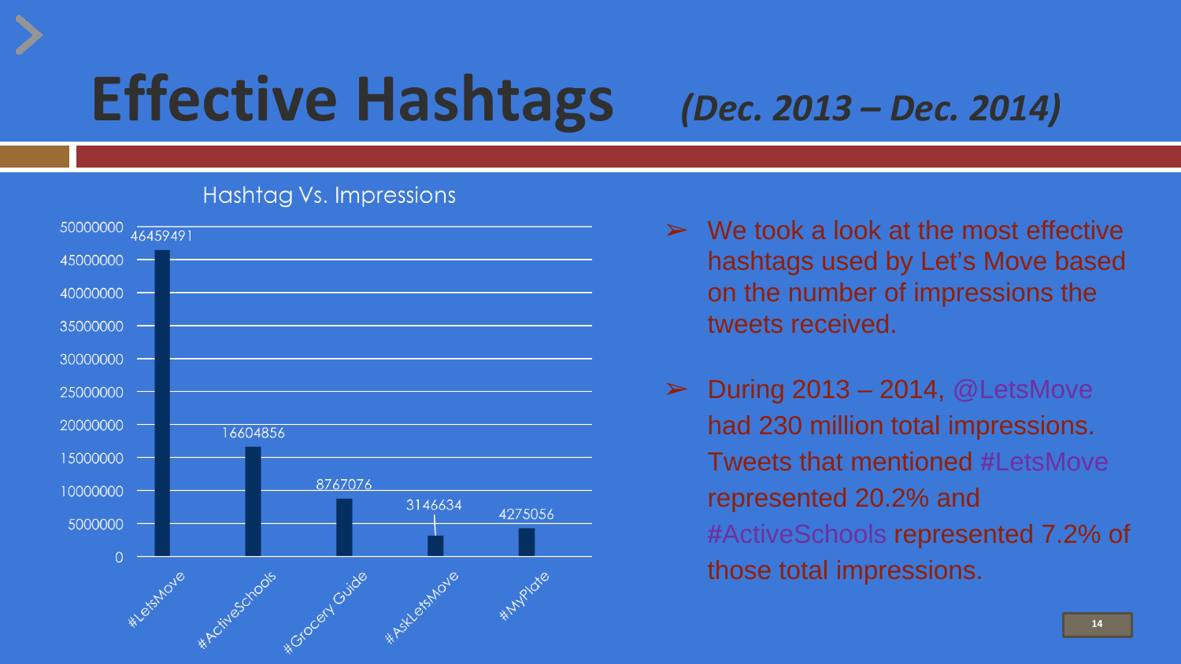# Effective Hashtags *(Dec. 2013 – Dec. 2014)*

**Hashtag Vs. Impressions**

| Hashtag | Impressions |
|---|---|
| #LetsMove | 46459491 |
| #ActiveSchools | 16604856 |
| #Grocery Guide | 8767076 |
| #AskLetsMove | 3146634 |
| #MyPlate | 4275056 |

- We took a look at the most effective hashtags used by Let's Move based on the number of impressions the tweets received.
- During 2013 – 2014, @LetsMove had 230 million total impressions. Tweets that mentioned #LetsMove represented 20.2% and #ActiveSchools represented 7.2% of those total impressions.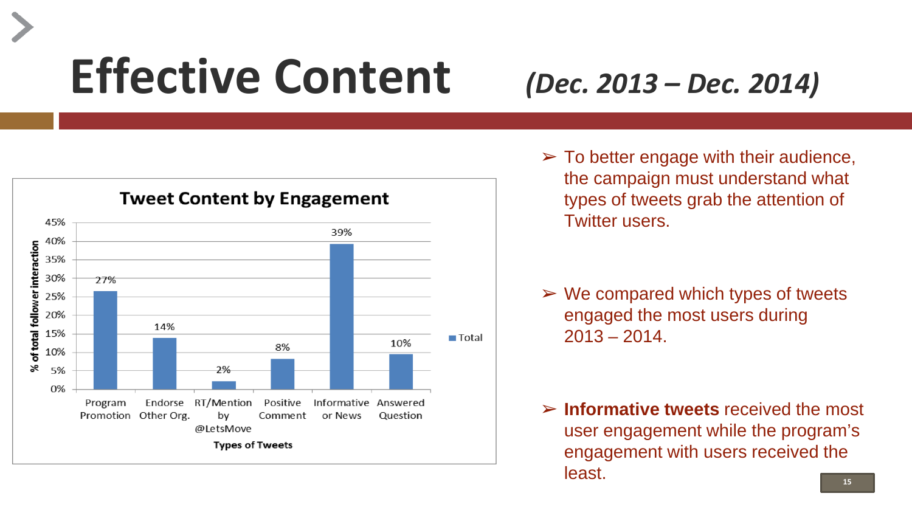# Effective Content *(Dec. 2013 – Dec. 2014)*

**Tweet Content by Engagement**

| Types of Tweets | % of total follower interaction |
|---|---|
| Program Promotion | 27% |
| Endorse Other Org. | 14% |
| RT/Mention by @LetsMove | 2% |
| Positive Comment | 8% |
| Informative or News | 39% |
| Answered Question | 10% |

- To better engage with their audience, the campaign must understand what types of tweets grab the attention of Twitter users.
- We compared which types of tweets engaged the most users during 2013 – 2014.
- **Informative tweets** received the most user engagement while the program's engagement with users received the least.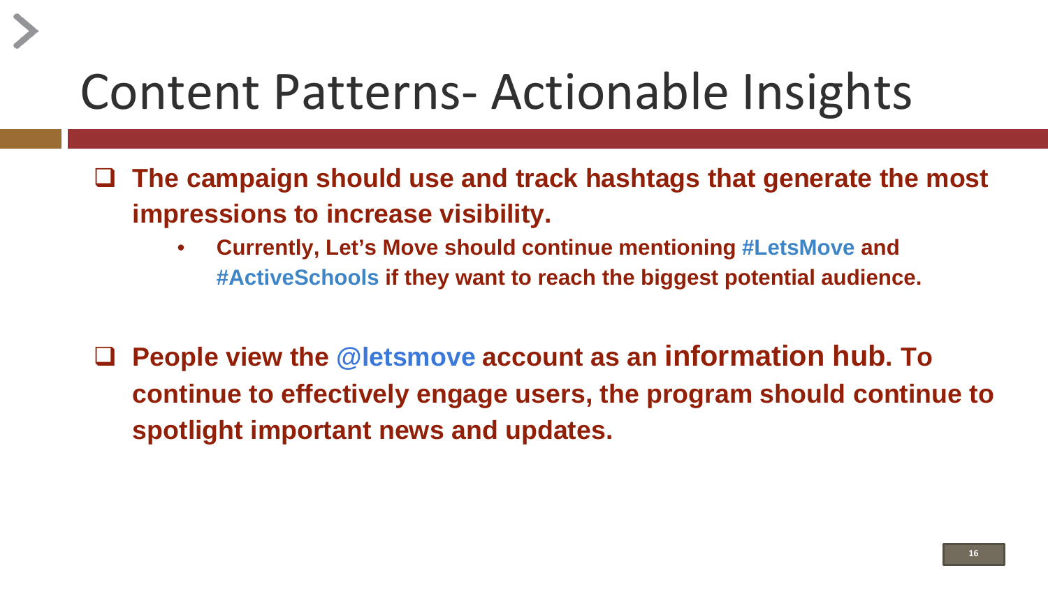# Content Patterns- Actionable Insights

- **The campaign should use and track hashtags that generate the most impressions to increase visibility.**
  - **Currently, Let's Move should continue mentioning #LetsMove and #ActiveSchools if they want to reach the biggest potential audience.**

- **People view the @letsmove account as an information hub. To continue to effectively engage users, the program should continue to spotlight important news and updates.**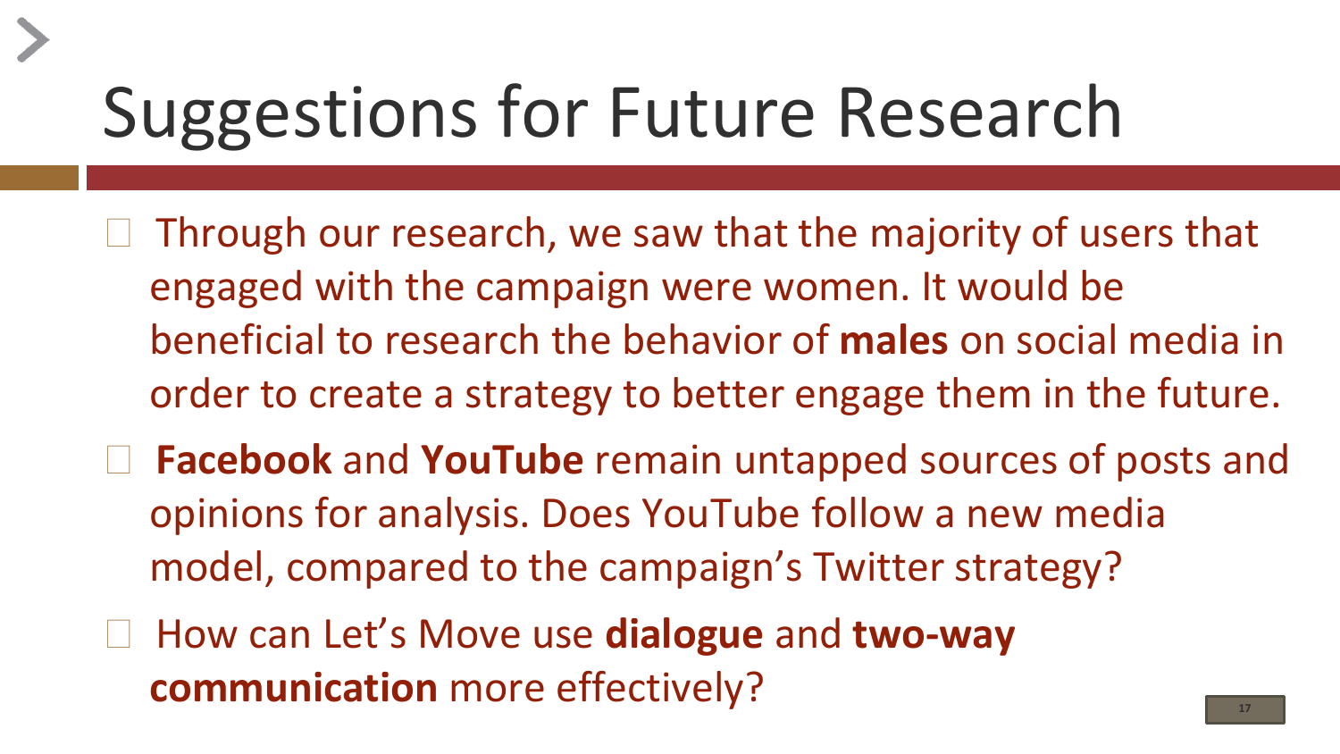# Suggestions for Future Research

- Through our research, we saw that the majority of users that engaged with the campaign were women. It would be beneficial to research the behavior of **males** on social media in order to create a strategy to better engage them in the future.
- **Facebook** and **YouTube** remain untapped sources of posts and opinions for analysis. Does YouTube follow a new media model, compared to the campaign's Twitter strategy?
- How can Let's Move use **dialogue** and **two-way communication** more effectively?